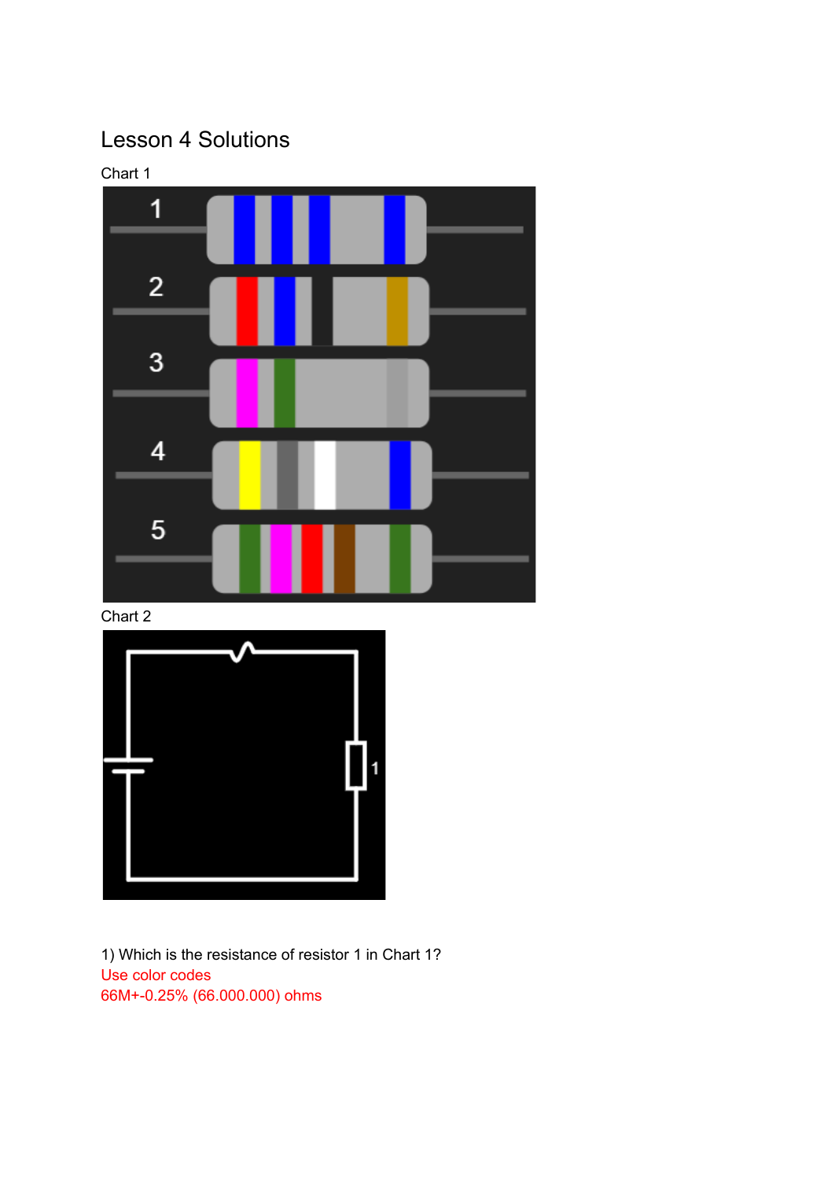# Lesson 4 Solutions

Chart 1

Chart 2

1) Which is the resistance of resistor 1 in Chart 1?

Use color codes

66M+-0.25% (66.000.000) ohms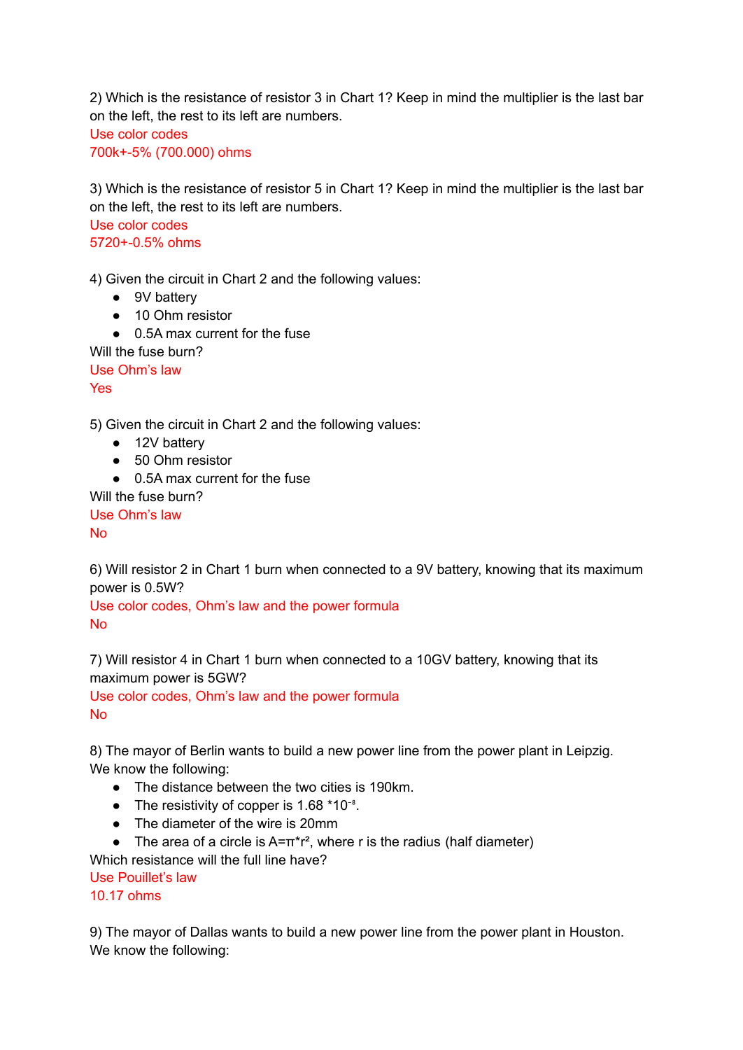2) Which is the resistance of resistor 3 in Chart 1? Keep in mind the multiplier is the last bar on the left, the rest to its left are numbers.
Use color codes
700k+-5% (700.000) ohms

3) Which is the resistance of resistor 5 in Chart 1? Keep in mind the multiplier is the last bar on the left, the rest to its left are numbers.
Use color codes
5720+-0.5% ohms

4) Given the circuit in Chart 2 and the following values:

- 9V battery
- 10 Ohm resistor
- 0.5A max current for the fuse

Will the fuse burn?
Use Ohm's law
Yes

5) Given the circuit in Chart 2 and the following values:

- 12V battery
- 50 Ohm resistor
- 0.5A max current for the fuse

Will the fuse burn?
Use Ohm's law
No

6) Will resistor 2 in Chart 1 burn when connected to a 9V battery, knowing that its maximum power is 0.5W?
Use color codes, Ohm's law and the power formula
No

7) Will resistor 4 in Chart 1 burn when connected to a 10GV battery, knowing that its maximum power is 5GW?
Use color codes, Ohm's law and the power formula
No

8) The mayor of Berlin wants to build a new power line from the power plant in Leipzig. We know the following:

- The distance between the two cities is 190km.
- The resistivity of copper is 1.68 $*10^{-8}$.
- The diameter of the wire is 20mm
- The area of a circle is $A=\pi*r^2$, where r is the radius (half diameter)

Which resistance will the full line have?
Use Pouillet's law
10.17 ohms

9) The mayor of Dallas wants to build a new power line from the power plant in Houston. We know the following: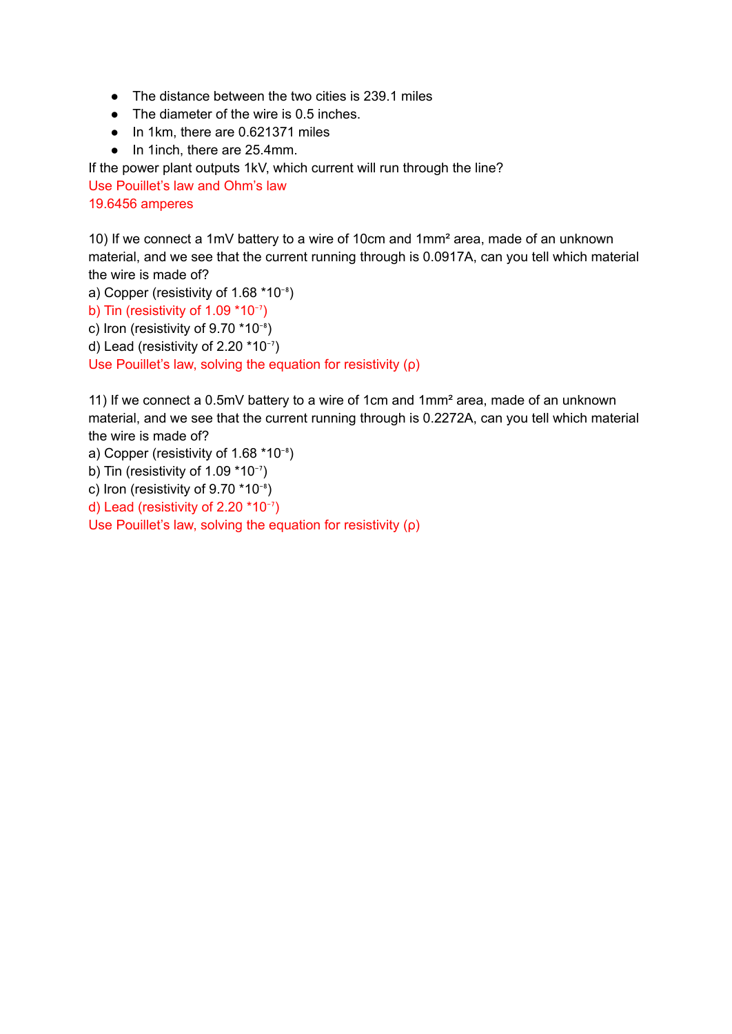- The distance between the two cities is 239.1 miles
- The diameter of the wire is 0.5 inches.
- In 1km, there are 0.621371 miles
- In 1inch, there are 25.4mm.

If the power plant outputs 1kV, which current will run through the line?

Use Pouillet's law and Ohm's law

19.6456 amperes

10) If we connect a 1mV battery to a wire of 10cm and $1mm^2$ area, made of an unknown material, and we see that the current running through is 0.0917A, can you tell which material the wire is made of?

a) Copper (resistivity of 1.68 $*10^{-8}$)

b) Tin (resistivity of 1.09 $*10^{-7}$)

c) Iron (resistivity of 9.70 $*10^{-8}$)

d) Lead (resistivity of 2.20 $*10^{-7}$)

Use Pouillet's law, solving the equation for resistivity ($\rho$)

11) If we connect a 0.5mV battery to a wire of 1cm and $1mm^2$ area, made of an unknown material, and we see that the current running through is 0.2272A, can you tell which material the wire is made of?

a) Copper (resistivity of 1.68 $*10^{-8}$)

b) Tin (resistivity of 1.09 $*10^{-7}$)

c) Iron (resistivity of 9.70 $*10^{-8}$)

d) Lead (resistivity of 2.20 $*10^{-7}$)

Use Pouillet's law, solving the equation for resistivity ($\rho$)